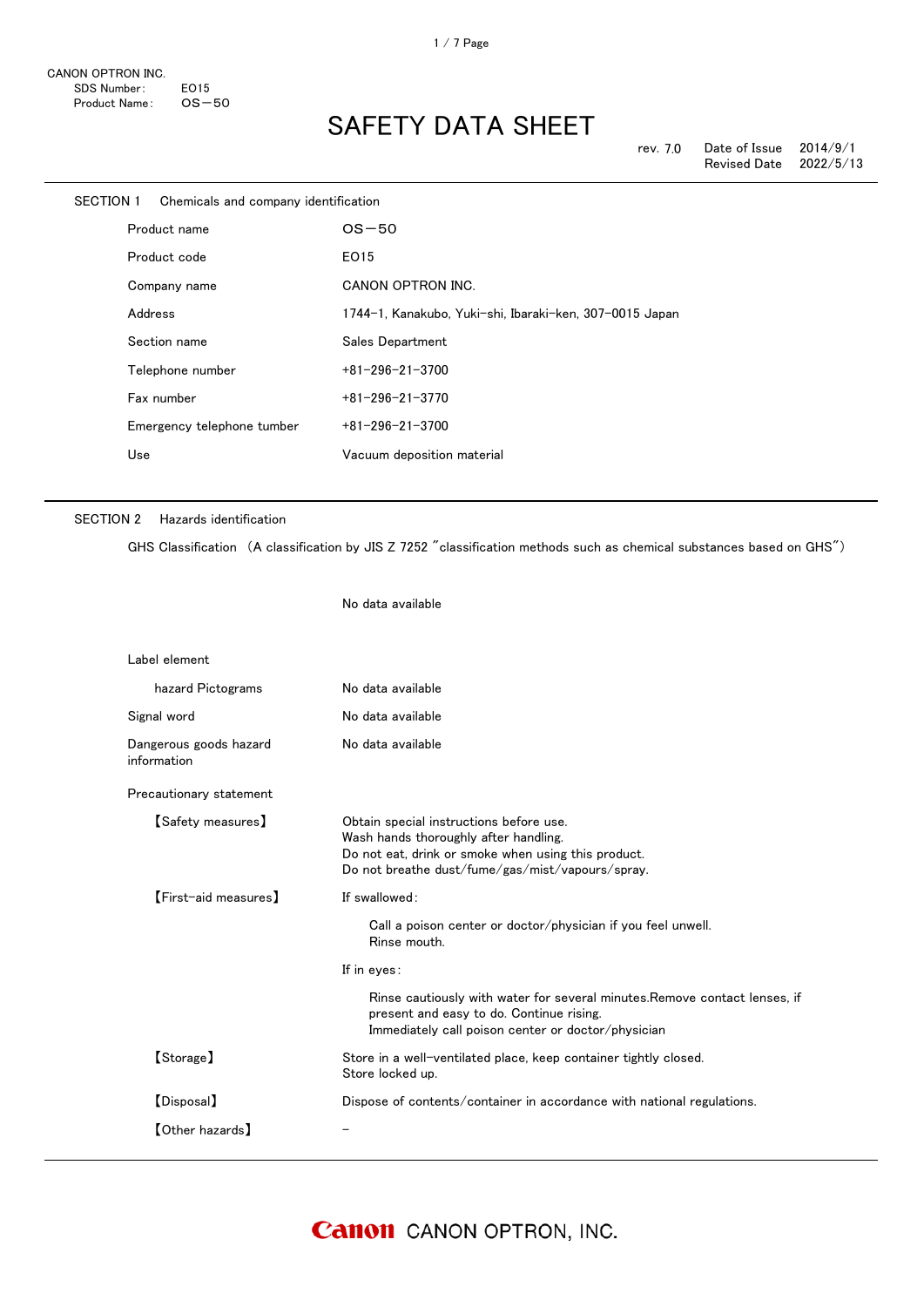CANON OPTRON INC.
SDS Number: EO15
Product Name: OS−50

# SAFETY DATA SHEET

rev. 7.0 Date of Issue 2014/9/1
Revised Date 2022/5/13

## SECTION 1 Chemicals and company identification

| | |
|---|---|
| Product name | OS−50 |
| Product code | EO15 |
| Company name | CANON OPTRON INC. |
| Address | 1744−1, Kanakubo, Yuki−shi, Ibaraki−ken, 307−0015 Japan |
| Section name | Sales Department |
| Telephone number | +81−296−21−3700 |
| Fax number | +81−296−21−3770 |
| Emergency telephone tumber | +81−296−21−3700 |
| Use | Vacuum deposition material |

## SECTION 2 Hazards identification

GHS Classification （A classification by JIS Z 7252 ″classification methods such as chemical substances based on GHS″）

No data available

Label element

| | |
|---|---|
| hazard Pictograms | No data available |
| Signal word | No data available |
| Dangerous goods hazard information | No data available |

Precautionary statement

【Safety measures】
Obtain special instructions before use.
Wash hands thoroughly after handling.
Do not eat, drink or smoke when using this product.
Do not breathe dust/fume/gas/mist/vapours/spray.

【First−aid measures】
If swallowed:

Call a poison center or doctor/physician if you feel unwell.
Rinse mouth.

If in eyes:

Rinse cautiously with water for several minutes.Remove contact lenses, if present and easy to do. Continue rising.
Immediately call poison center or doctor/physician

【Storage】
Store in a well−ventilated place, keep container tightly closed.
Store locked up.

【Disposal】
Dispose of contents/container in accordance with national regulations.

【Other hazards】
−

Canon CANON OPTRON, INC.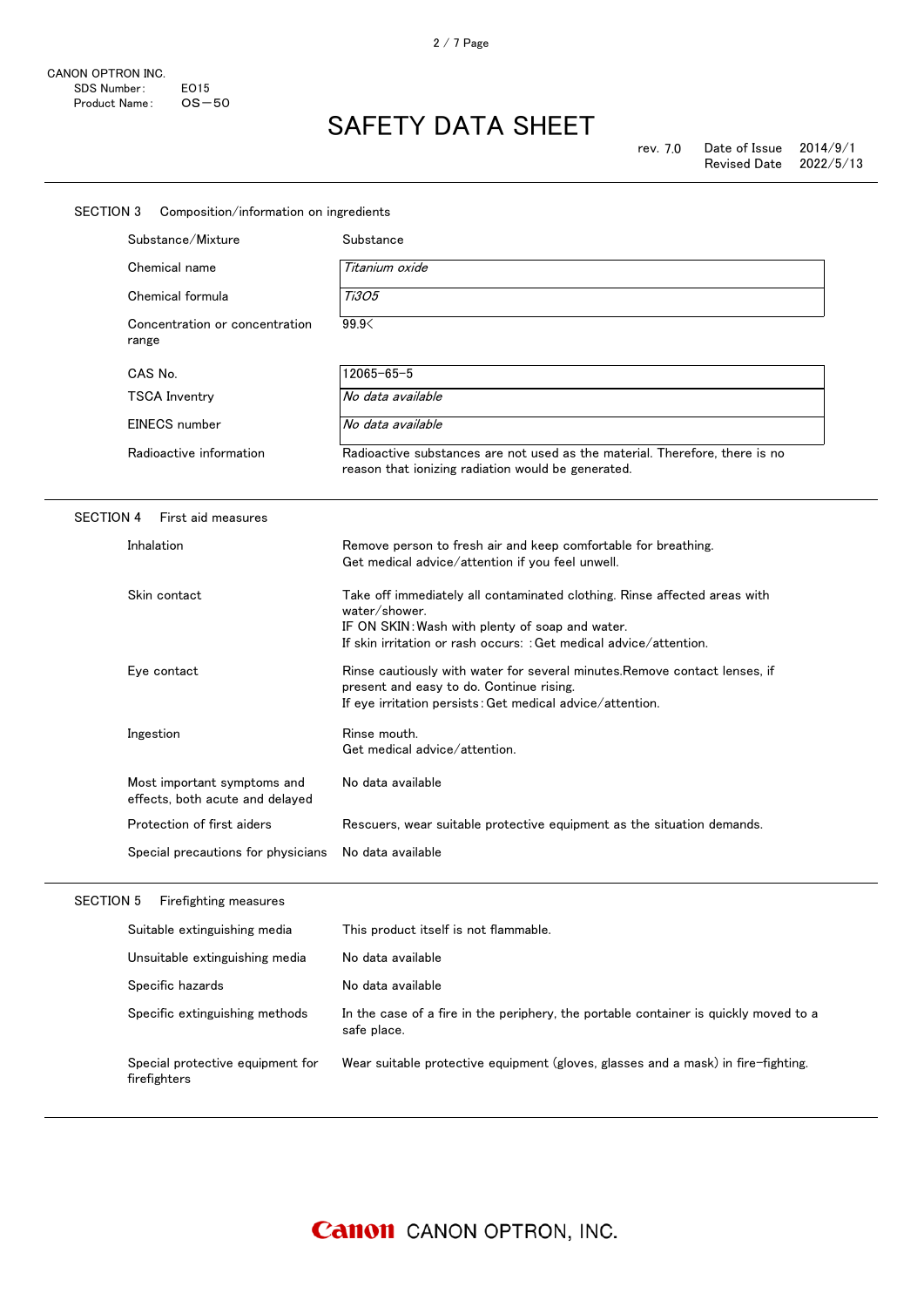# SAFETY DATA SHEET

CANON OPTRON INC.
SDS Number: EO15
Product Name: OS－50

rev. 7.0 | Date of Issue 2014/9/1 | Revised Date 2022/5/13

## SECTION 3 Composition/information on ingredients

| | |
|---|---|
| Substance/Mixture | Substance |
| Chemical name | *Titanium oxide* |
| Chemical formula | *$Ti_3O_5$* |
| Concentration or concentration range | 99.9< |
| CAS No. | 12065−65−5 |
| TSCA Inventry | *No data available* |
| EINECS number | *No data available* |
| Radioactive information | Radioactive substances are not used as the material. Therefore, there is no reason that ionizing radiation would be generated. |

## SECTION 4 First aid measures

| | |
|---|---|
| Inhalation | Remove person to fresh air and keep comfortable for breathing.<br>Get medical advice/attention if you feel unwell. |
| Skin contact | Take off immediately all contaminated clothing. Rinse affected areas with water/shower.<br>IF ON SKIN：Wash with plenty of soap and water.<br>If skin irritation or rash occurs: ：Get medical advice/attention. |
| Eye contact | Rinse cautiously with water for several minutes.Remove contact lenses, if present and easy to do. Continue rising.<br>If eye irritation persists：Get medical advice/attention. |
| Ingestion | Rinse mouth.<br>Get medical advice/attention. |
| Most important symptoms and effects, both acute and delayed | No data available |
| Protection of first aiders | Rescuers, wear suitable protective equipment as the situation demands. |
| Special precautions for physicians | No data available |

## SECTION 5 Firefighting measures

| | |
|---|---|
| Suitable extinguishing media | This product itself is not flammable. |
| Unsuitable extinguishing media | No data available |
| Specific hazards | No data available |
| Specific extinguishing methods | In the case of a fire in the periphery, the portable container is quickly moved to a safe place. |
| Special protective equipment for firefighters | Wear suitable protective equipment (gloves, glasses and a mask) in fire−fighting. |

Canon CANON OPTRON, INC.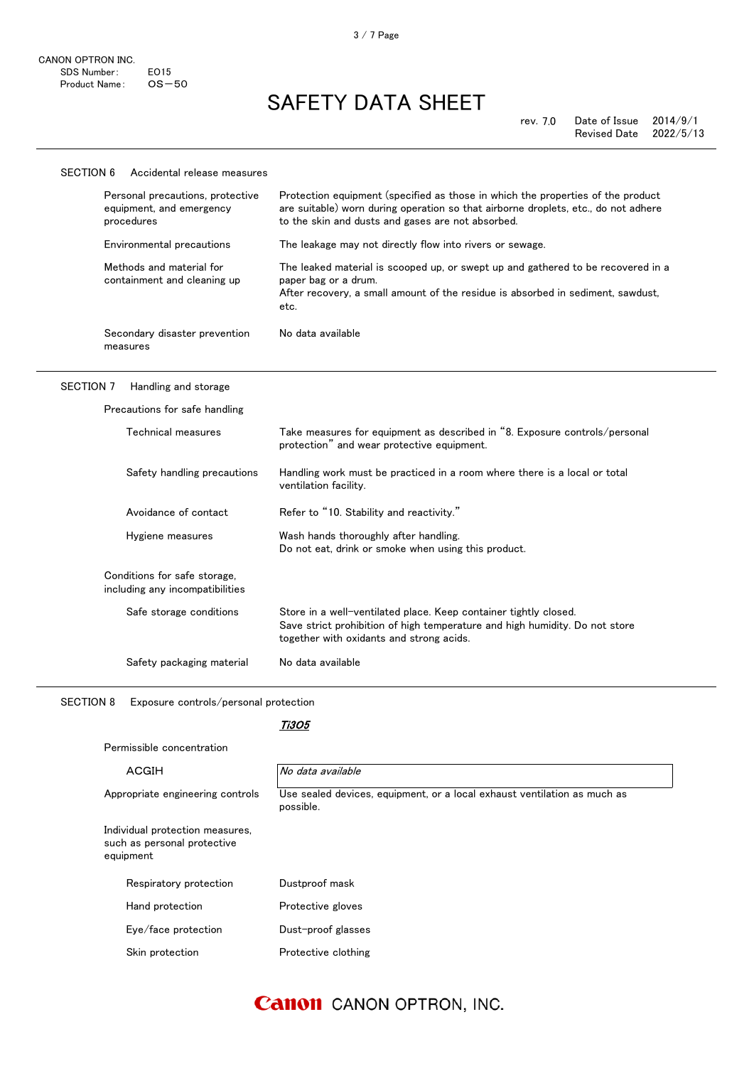CANON OPTRON INC.
SDS Number: E015
Product Name: OS－50

# SAFETY DATA SHEET

rev. 7.0 Date of Issue 2014/9/1
Revised Date 2022/5/13

## SECTION 6 Accidental release measures

| | |
|---|---|
| Personal precautions, protective equipment, and emergency procedures | Protection equipment (specified as those in which the properties of the product are suitable) worn during operation so that airborne droplets, etc., do not adhere to the skin and dusts and gases are not absorbed. |
| Environmental precautions | The leakage may not directly flow into rivers or sewage. |
| Methods and material for containment and cleaning up | The leaked material is scooped up, or swept up and gathered to be recovered in a paper bag or a drum.<br>After recovery, a small amount of the residue is absorbed in sediment, sawdust, etc. |
| Secondary disaster prevention measures | No data available |

## SECTION 7 Handling and storage

**Precautions for safe handling**

| | |
|---|---|
| Technical measures | Take measures for equipment as described in "8. Exposure controls/personal protection" and wear protective equipment. |
| Safety handling precautions | Handling work must be practiced in a room where there is a local or total ventilation facility. |
| Avoidance of contact | Refer to "10. Stability and reactivity." |
| Hygiene measures | Wash hands thoroughly after handling.<br>Do not eat, drink or smoke when using this product. |

**Conditions for safe storage, including any incompatibilities**

| | |
|---|---|
| Safe storage conditions | Store in a well-ventilated place. Keep container tightly closed.<br>Save strict prohibition of high temperature and high humidity. Do not store together with oxidants and strong acids. |
| Safety packaging material | No data available |

## SECTION 8 Exposure controls/personal protection

| | *$Ti_3O_5$* |
|---|---|
| **Permissible concentration** | |
| ACGIH | *No data available* |
| Appropriate engineering controls | Use sealed devices, equipment, or a local exhaust ventilation as much as possible. |

**Individual protection measures, such as personal protective equipment**

| | |
|---|---|
| Respiratory protection | Dustproof mask |
| Hand protection | Protective gloves |
| Eye/face protection | Dust-proof glasses |
| Skin protection | Protective clothing |

Canon CANON OPTRON, INC.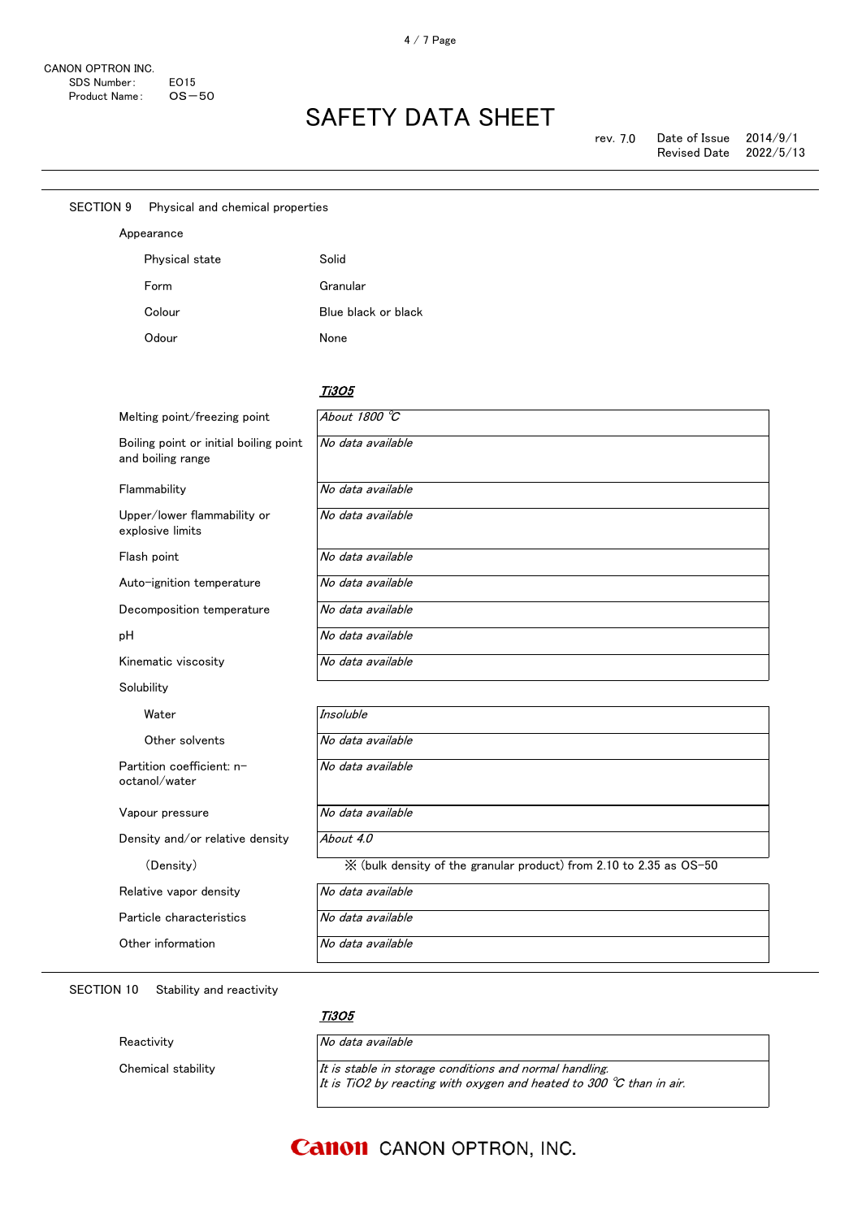CANON OPTRON INC.
SDS Number: E015
Product Name: OS－50

# SAFETY DATA SHEET

rev. 7.0　Date of Issue 2014/9/1
Revised Date 2022/5/13

## SECTION 9　Physical and chemical properties

Appearance

| | |
|---|---|
| Physical state | Solid |
| Form | Granular |
| Colour | Blue black or black |
| Odour | None |

| | *$Ti_3O_5$* |
|---|---|
| Melting point/freezing point | *About 1800 ℃* |
| Boiling point or initial boiling point and boiling range | *No data available* |
| Flammability | *No data available* |
| Upper/lower flammability or explosive limits | *No data available* |
| Flash point | *No data available* |
| Auto-ignition temperature | *No data available* |
| Decomposition temperature | *No data available* |
| pH | *No data available* |
| Kinematic viscosity | *No data available* |
| Solubility | |
| Water | *Insoluble* |
| Other solvents | *No data available* |
| Partition coefficient: n-octanol/water | *No data available* |
| Vapour pressure | *No data available* |
| Density and/or relative density | *About 4.0* |
| (Density) | ※ (bulk density of the granular product) from 2.10 to 2.35 as OS−50 |
| Relative vapor density | *No data available* |
| Particle characteristics | *No data available* |
| Other information | *No data available* |

## SECTION 10　Stability and reactivity

| | *$Ti_3O_5$* |
|---|---|
| Reactivity | *No data available* |
| Chemical stability | *It is stable in storage conditions and normal handling.* *It is $TiO_2$ by reacting with oxygen and heated to 300 ℃ than in air.* |

CANON OPTRON, INC.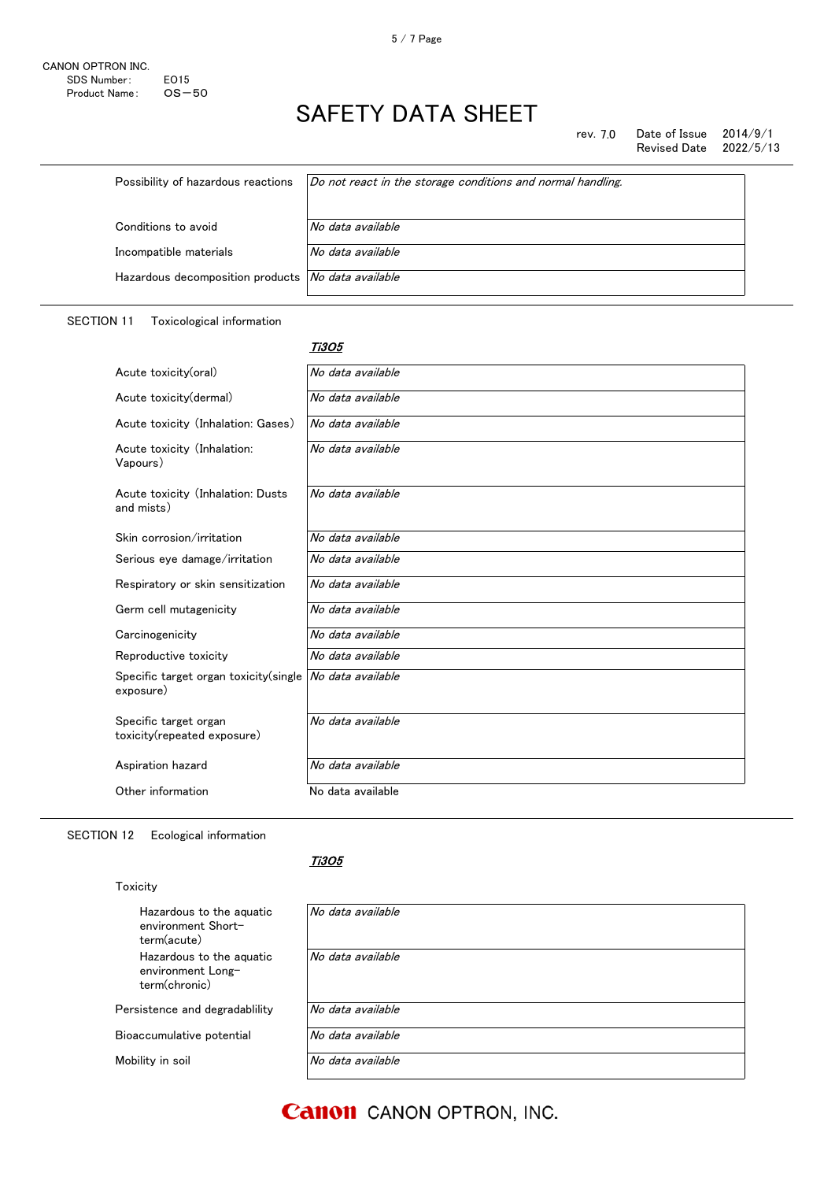| | |
|---|---|
| Possibility of hazardous reactions | *Do not react in the storage conditions and normal handling.* |
| Conditions to avoid | *No data available* |
| Incompatible materials | *No data available* |
| Hazardous decomposition products | *No data available* |

SECTION 11　Toxicological information

| | ***$Ti_3O_5$*** |
|---|---|
| Acute toxicity(oral) | *No data available* |
| Acute toxicity(dermal) | *No data available* |
| Acute toxicity (Inhalation: Gases) | *No data available* |
| Acute toxicity (Inhalation: Vapours) | *No data available* |
| Acute toxicity (Inhalation: Dusts and mists) | *No data available* |
| Skin corrosion/irritation | *No data available* |
| Serious eye damage/irritation | *No data available* |
| Respiratory or skin sensitization | *No data available* |
| Germ cell mutagenicity | *No data available* |
| Carcinogenicity | *No data available* |
| Reproductive toxicity | *No data available* |
| Specific target organ toxicity(single exposure) | *No data available* |
| Specific target organ toxicity(repeated exposure) | *No data available* |
| Aspiration hazard | *No data available* |
| Other information | No data available |

SECTION 12　Ecological information

| | ***$Ti_3O_5$*** |
|---|---|
| Toxicity | |
| Hazardous to the aquatic environment Short-term(acute) | *No data available* |
| Hazardous to the aquatic environment Long-term(chronic) | *No data available* |
| Persistence and degradablility | *No data available* |
| Bioaccumulative potential | *No data available* |
| Mobility in soil | *No data available* |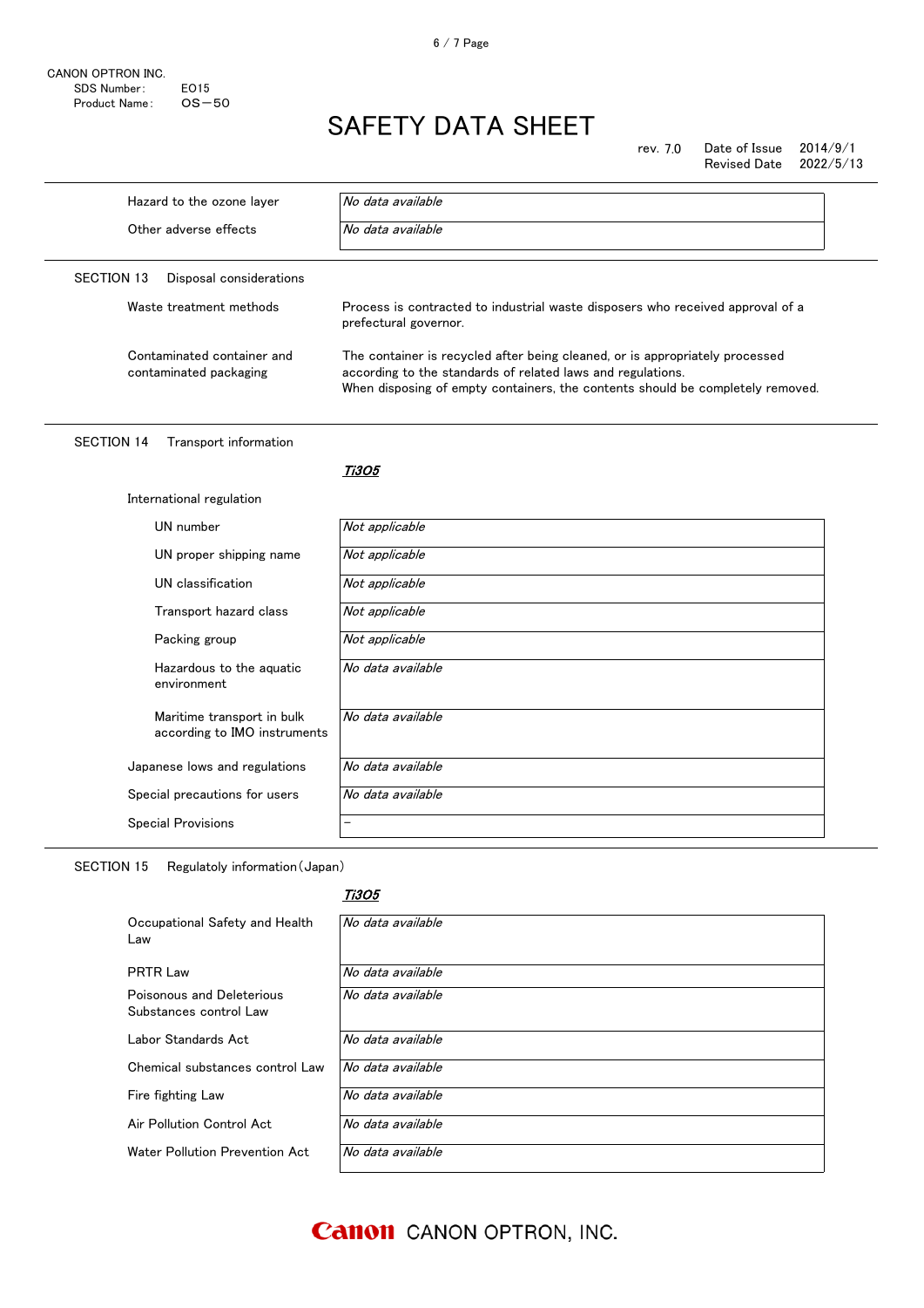CANON OPTRON INC.
SDS Number: E015
Product Name: OS－50

# SAFETY DATA SHEET

rev. 7.0 Date of Issue 2014/9/1
Revised Date 2022/5/13

| | |
|---|---|
| Hazard to the ozone layer | *No data available* |
| Other adverse effects | *No data available* |

## SECTION 13 Disposal considerations

| | |
|---|---|
| Waste treatment methods | Process is contracted to industrial waste disposers who received approval of a prefectural governor. |
| Contaminated container and contaminated packaging | The container is recycled after being cleaned, or is appropriately processed according to the standards of related laws and regulations. When disposing of empty containers, the contents should be completely removed. |

## SECTION 14 Transport information

***$Ti_3O_5$***

International regulation

| | |
|---|---|
| UN number | *Not applicable* |
| UN proper shipping name | *Not applicable* |
| UN classification | *Not applicable* |
| Transport hazard class | *Not applicable* |
| Packing group | *Not applicable* |
| Hazardous to the aquatic environment | *No data available* |
| Maritime transport in bulk according to IMO instruments | *No data available* |
| Japanese lows and regulations | *No data available* |
| Special precautions for users | *No data available* |
| Special Provisions | － |

## SECTION 15 Regulatoly information（Japan）

***$Ti_3O_5$***

| | |
|---|---|
| Occupational Safety and Health Law | *No data available* |
| PRTR Law | *No data available* |
| Poisonous and Deleterious Substances control Law | *No data available* |
| Labor Standards Act | *No data available* |
| Chemical substances control Law | *No data available* |
| Fire fighting Law | *No data available* |
| Air Pollution Control Act | *No data available* |
| Water Pollution Prevention Act | *No data available* |

Canon CANON OPTRON, INC.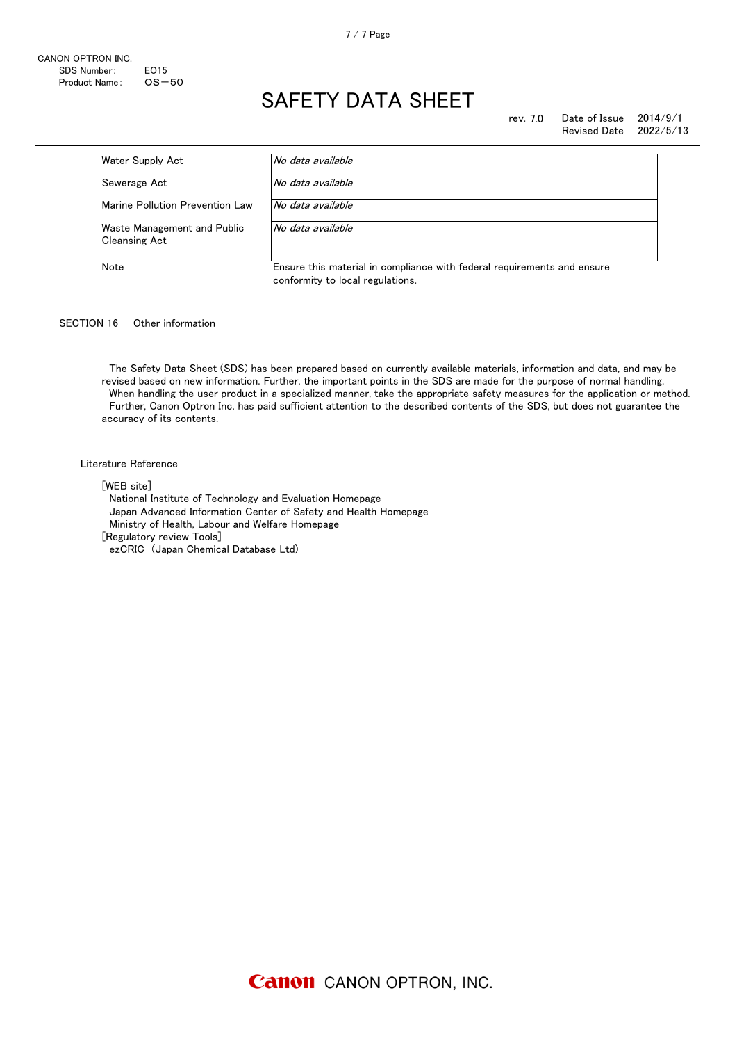| | |
|---|---|
| Water Supply Act | *No data available* |
| Sewerage Act | *No data available* |
| Marine Pollution Prevention Law | *No data available* |
| Waste Management and Public Cleansing Act | *No data available* |
| Note | Ensure this material in compliance with federal requirements and ensure conformity to local regulations. |

## SECTION 16 Other information

The Safety Data Sheet (SDS) has been prepared based on currently available materials, information and data, and may be revised based on new information. Further, the important points in the SDS are made for the purpose of normal handling.
When handling the user product in a specialized manner, take the appropriate safety measures for the application or method.
Further, Canon Optron Inc. has paid sufficient attention to the described contents of the SDS, but does not guarantee the accuracy of its contents.

Literature Reference

[WEB site]
National Institute of Technology and Evaluation Homepage
Japan Advanced Information Center of Safety and Health Homepage
Ministry of Health, Labour and Welfare Homepage
[Regulatory review Tools]
ezCRIC（Japan Chemical Database Ltd）